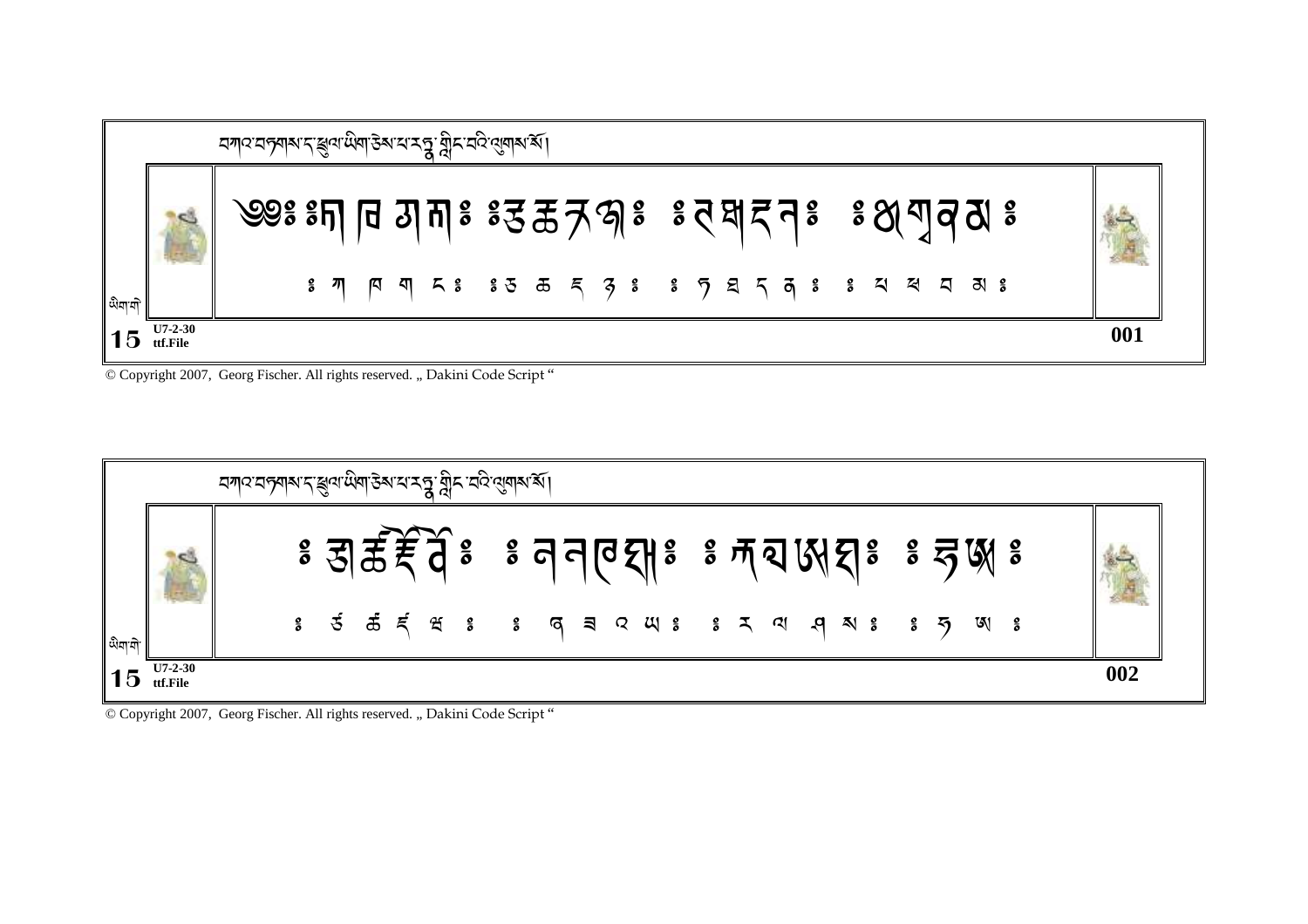བཀའ་བརྒྱད་དྲུལ་ཡིག་ཅེས་པ་རཏྣ་གླིང་པའི་ལུགས་སོ།

༔ ཀ ཁ ག ང ༔ ༔ ཅ ཆ ཇ ཉ ༔ ༔ ཏ ཐ ད ན ༔ ༔ པ ཕ བ མ ༔

ཡིག་གི

**15** U7-2-30 ttf.File

**001**

© Copyright 2007, Georg Fischer. All rights reserved. „ Dakini Code Script “

བཀའ་བརྒྱད་དྲུལ་ཡིག་ཅེས་པ་རཏྣ་གླིང་པའི་ལུགས་སོ།

༔ ཙ ཚ ཛ ཝ ༔ ༔ ཞ ཟ འ ཡ ༔ ༔ ར ལ ཤ ས ༔ ༔ ཧ ཨ ༔

ཡིག་གི

**15** U7-2-30 ttf.File

**002**

© Copyright 2007, Georg Fischer. All rights reserved. „ Dakini Code Script “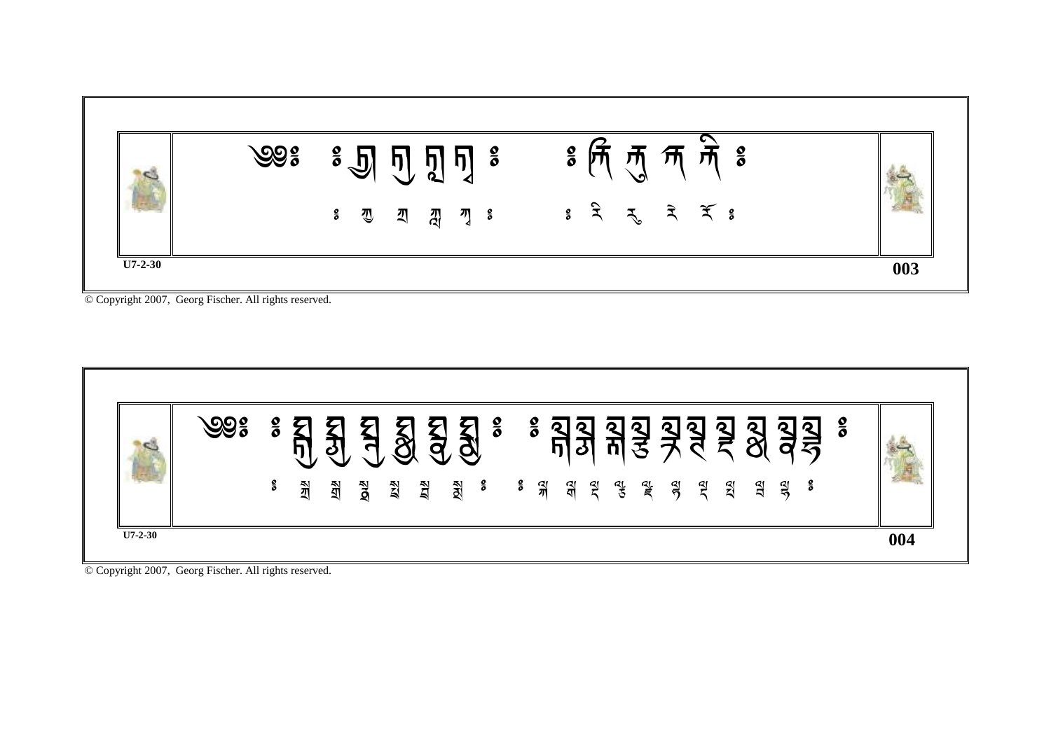༄༅ཿ ཿ ཿ ཿ

ཿ ཀྲྀ ཀྲ ཀླྀ ཀྭ ཿ ཿ རི རྀ རི རོ ཿ

U7-2-30

003

༄༅ཿ ཿ ཿ

ཿ སྒྲ སྒྲ སྡྲ སྦྲ སྦྲ སྨྲ ཿ ཿ སྐ སྒ སྡ སྡུ སྡེ སྙ སྡ སྤ སྦ སྦུ ཿ

U7-2-30

004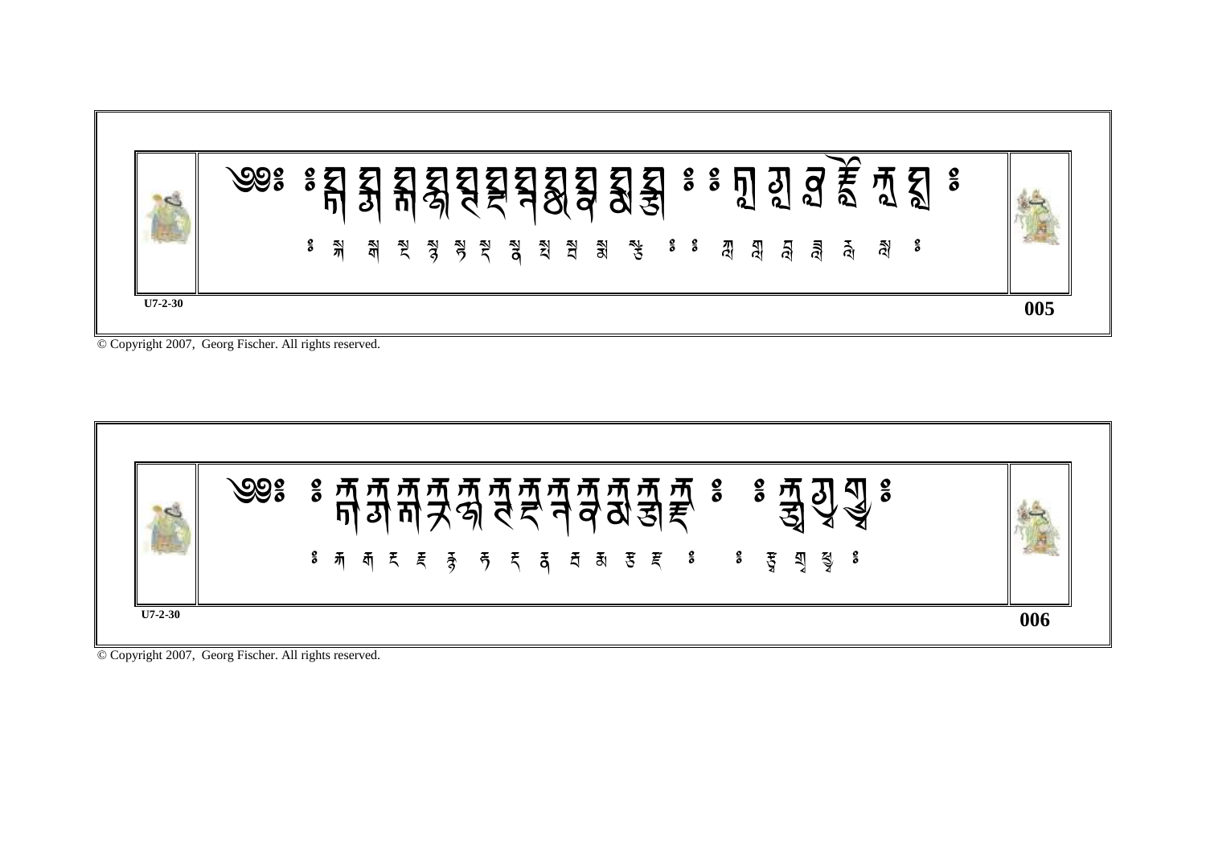༄༅༔ ༔ སྐི སྒི སྔི སྙི སྟི སྡི སྣི སྤི སྦི སྨི སྩི ༔ ༔ ཀླི གླི བླི ཟླི རླི སླི ༔

U7-2-30

005

༄༅༔ ༔ ཀྐ ཀྑ ཀྒ ཀྒྷ ཀྟ ཀྠ ཀྡ ཀྡྷ ཀྣ ཀྨ ཀྱ ཀྲ ༔ ༔ ཀྭ ཀྱྭ ཀྲྭ ༔

U7-2-30

006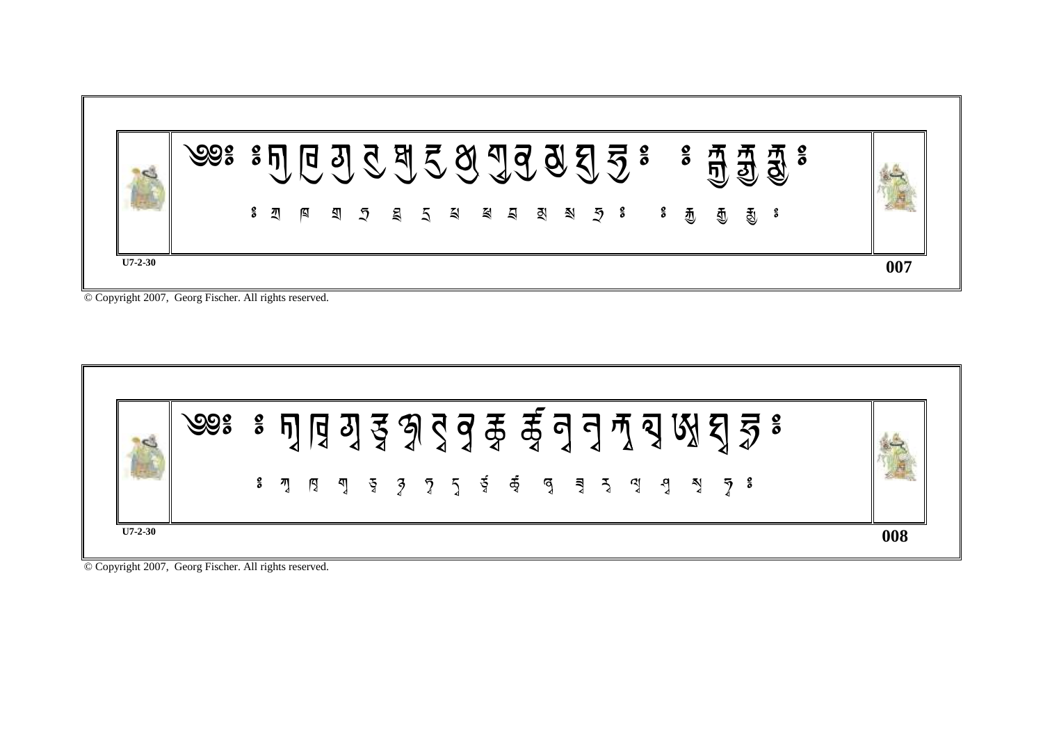༄༅༔ ༔ཀྲ་ཁྲ་གྲ་ཏྲ་ཛྲ་དྲ་ཟྲ་སྲ་བྲ་ཟྲ་སྲ་ཏྲ༔ ༔རྐྲ་རྐྲ་རྐྲ༔

༔ ཀྲ ཁྲ གྲ ཏྲ ཛྲ དྲ ཟྲ ཛྲ བྲ ཟྲ སྲ ཏྲ ༔ ༔ རྐྲ རྐྲ རྐྲ ༔

U7-2-30

**007**

༄༅༔ ༔ཀྲ་ཁྲ་གྲ་ཛྲ་ཙྲ་ཏྲ་དྲ་ཙྲ་ཚྲ་ཞྲ་ཟྲ་རྲ་ལྲ་ཤྲ་སྲ་ཏྲ༔

༔ ཀྲ ཁྲ གྲ ཛྲ ཙྲ ཏྲ དྲ ཙྲ ཚྲ ཞྲ ཟྲ རྲ ལྲ ཤྲ སྲ ཏྲ ༔

U7-2-30

**008**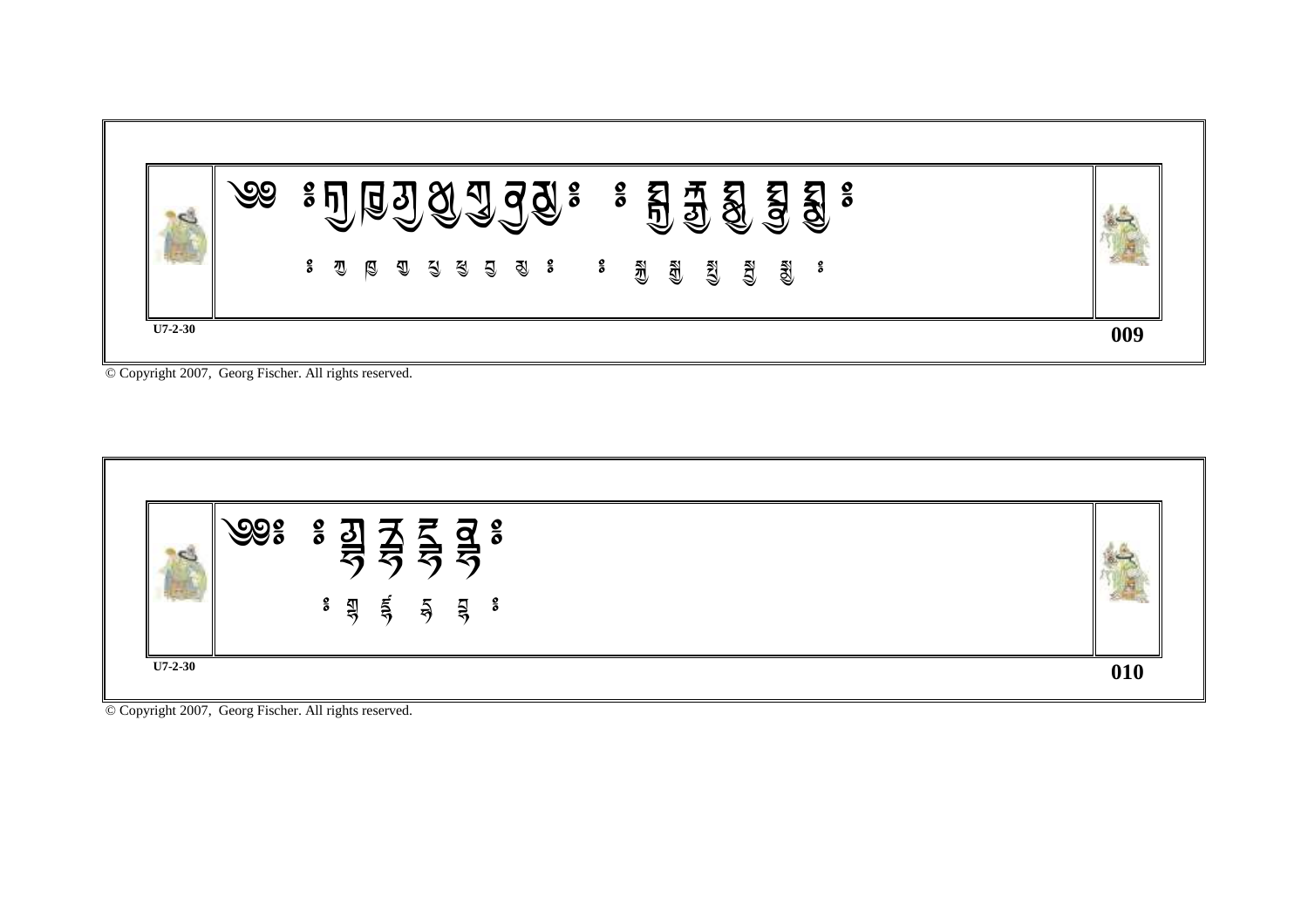## 009

༄༅ ༔ཀྲ ཁྲ གྲ ཙྲ ཚྲ ཛྲ ཝྲ༔ ༔ཀླི གླི ཙླི ཛླི ཝླི༔

༔ ཀྲ ཁྲ གྲ ཙྲ ཚྲ ཛྲ ཝྲ ༔ ༔ ཀླི གླི ཙླི ཛླི ཝླི ༔

U7-2-30

© Copyright 2007, Georg Fischer. All rights reserved.

## 010

༄༅༔ ༔སྲཱ ཧྲོཾ ཧྲ ཕྲ༔

༔ སྲཱ ཧྲོཾ ཧྲ ཕྲ ༔

U7-2-30

© Copyright 2007, Georg Fischer. All rights reserved.